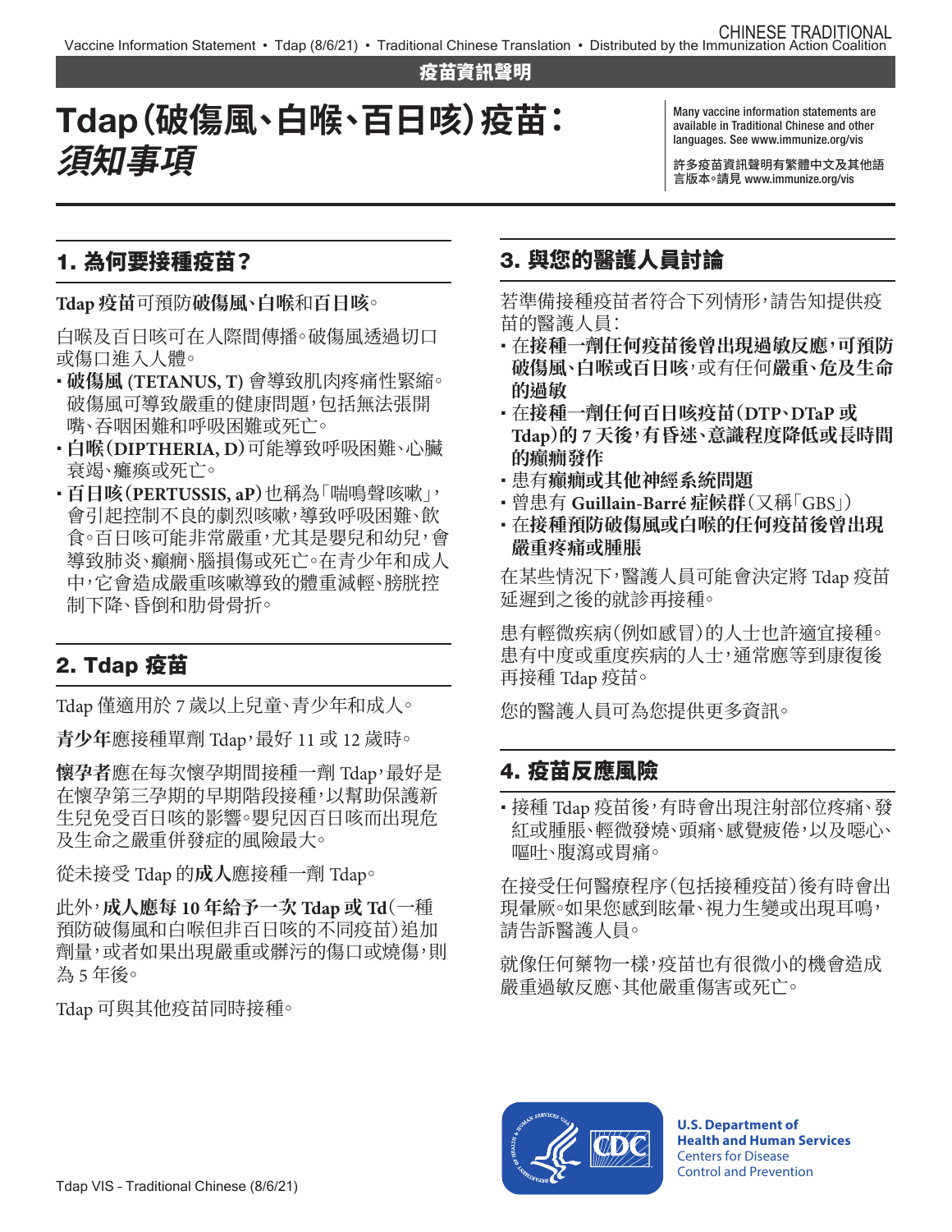疫苗資訊聲明

# Tdap(破傷風、白喉、百日咳)疫苗：*須知事項*

Many vaccine information statements are available in Traditional Chinese and other languages. See www.immunize.org/vis

許多疫苗資訊聲明有繁體中文及其他語言版本。請見 www.immunize.org/vis

## 1. 為何要接種疫苗？

**Tdap 疫苗**可預防**破傷風**、**白喉**和**百日咳**。

白喉及百日咳可在人際間傳播。破傷風透過切口或傷口進入人體。

- **破傷風 (TETANUS, T)** 會導致肌肉疼痛性緊縮。破傷風可導致嚴重的健康問題，包括無法張開嘴、吞咽困難和呼吸困難或死亡。
- **白喉(DIPTHERIA, D)**可能導致呼吸困難、心臟衰竭、癱瘓或死亡。
- **百日咳(PERTUSSIS, aP)**也稱為「喘鳴聲咳嗽」，會引起控制不良的劇烈咳嗽，導致呼吸困難、飲食。百日咳可能非常嚴重，尤其是嬰兒和幼兒，會導致肺炎、癲癇、腦損傷或死亡。在青少年和成人中，它會造成嚴重咳嗽導致的體重減輕、膀胱控制下降、昏倒和肋骨骨折。

## 2. Tdap 疫苗

Tdap 僅適用於 7 歲以上兒童、青少年和成人。

**青少年**應接種單劑 Tdap，最好 11 或 12 歲時。

**懷孕者**應在每次懷孕期間接種一劑 Tdap，最好是在懷孕第三孕期的早期階段接種，以幫助保護新生兒免受百日咳的影響。嬰兒因百日咳而出現危及生命之嚴重併發症的風險最大。

從未接受 Tdap 的**成人**應接種一劑 Tdap。

此外，**成人應每 10 年給予一次 Tdap 或 Td**(一種預防破傷風和白喉但非百日咳的不同疫苗)追加劑量，或者如果出現嚴重或髒污的傷口或燒傷，則為 5 年後。

Tdap 可與其他疫苗同時接種。

## 3. 與您的醫護人員討論

若準備接種疫苗者符合下列情形，請告知提供疫苗的醫護人員：

- 在**接種一劑任何疫苗後曾出現過敏反應，可預防破傷風、白喉或百日咳**，或有任何**嚴重、危及生命的過敏**
- 在**接種一劑任何百日咳疫苗(DTP、DTaP 或 Tdap)的 7 天後，有昏迷、意識程度降低或長時間的癲癇發作**
- 患有**癲癇或其他神經系統問題**
- 曾患有 **Guillain-Barré 症候群**(又稱「GBS」)
- 在**接種預防破傷風或白喉的任何疫苗後曾出現嚴重疼痛或腫脹**

在某些情況下，醫護人員可能會決定將 Tdap 疫苗延遲到之後的就診再接種。

患有輕微疾病(例如感冒)的人士也許適宜接種。患有中度或重度疾病的人士，通常應等到康復後再接種 Tdap 疫苗。

您的醫護人員可為您提供更多資訊。

## 4. 疫苗反應風險

- 接種 Tdap 疫苗後，有時會出現注射部位疼痛、發紅或腫脹、輕微發燒、頭痛、感覺疲倦，以及噁心、嘔吐、腹瀉或胃痛。

在接受任何醫療程序(包括接種疫苗)後有時會出現暈厥。如果您感到眩暈、視力生變或出現耳鳴，請告訴醫護人員。

就像任何藥物一樣，疫苗也有很微小的機會造成嚴重過敏反應、其他嚴重傷害或死亡。

U.S. Department of Health and Human Services
Centers for Disease Control and Prevention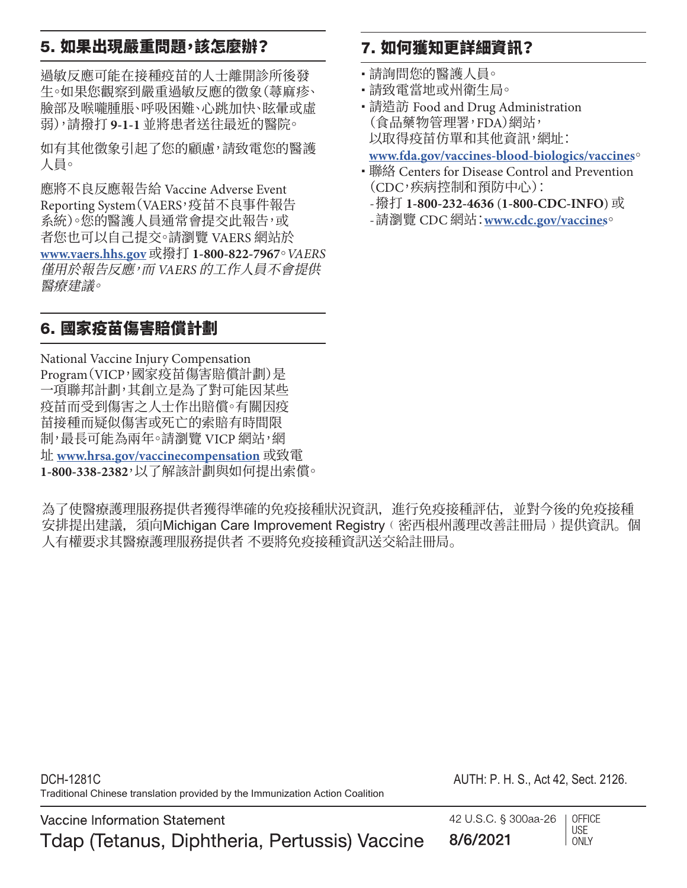## 5. 如果出現嚴重問題，該怎麼辦？

過敏反應可能在接種疫苗的人士離開診所後發生。如果您觀察到嚴重過敏反應的徵象(蕁麻疹、臉部及喉嚨腫脹、呼吸困難、心跳加快、眩暈或虛弱)，請撥打 **9-1-1** 並將患者送往最近的醫院。

如有其他徵象引起了您的顧慮，請致電您的醫護人員。

應將不良反應報告給 Vaccine Adverse Event Reporting System(VAERS，疫苗不良事件報告系統)。您的醫護人員通常會提交此報告，或者您也可以自己提交。請瀏覽 VAERS 網站於 **www.vaers.hhs.gov** 或撥打 **1-800-822-7967**。*VAERS 僅用於報告反應，而 VAERS 的工作人員不會提供醫療建議。*

## 6. 國家疫苗傷害賠償計劃

National Vaccine Injury Compensation Program(VICP，國家疫苗傷害賠償計劃)是一項聯邦計劃，其創立是為了對可能因某些疫苗而受到傷害之人士作出賠償。有關因疫苗接種而疑似傷害或死亡的索賠有時間限制，最長可能為兩年。請瀏覽 VICP 網站，網址 **www.hrsa.gov/vaccinecompensation** 或致電 **1-800-338-2382**，以了解該計劃與如何提出索償。

## 7. 如何獲知更詳細資訊？

- 請詢問您的醫護人員。
- 請致電當地或州衛生局。
- 請造訪 Food and Drug Administration (食品藥物管理署，FDA)網站，以取得疫苗仿單和其他資訊，網址：**www.fda.gov/vaccines-blood-biologics/vaccines**。
- 聯絡 Centers for Disease Control and Prevention (CDC，疾病控制和預防中心)：
  - 撥打 **1-800-232-4636** (**1-800-CDC-INFO**) 或
  - 請瀏覽 CDC 網站：**www.cdc.gov/vaccines**。

為了使醫療護理服務提供者獲得準確的免疫接種狀況資訊，進行免疫接種評估，並對今後的免疫接種安排提出建議，須向Michigan Care Improvement Registry（密西根州護理改善註冊局）提供資訊。個人有權要求其醫療護理服務提供者 不要將免疫接種資訊送交給註冊局。

DCH-1281C
Traditional Chinese translation provided by the Immunization Action Coalition

AUTH: P. H. S., Act 42, Sect. 2126.

Vaccine Information Statement
Tdap (Tetanus, Diphtheria, Pertussis) Vaccine

42 U.S.C. § 300aa-26
**8/6/2021**

OFFICE USE ONLY